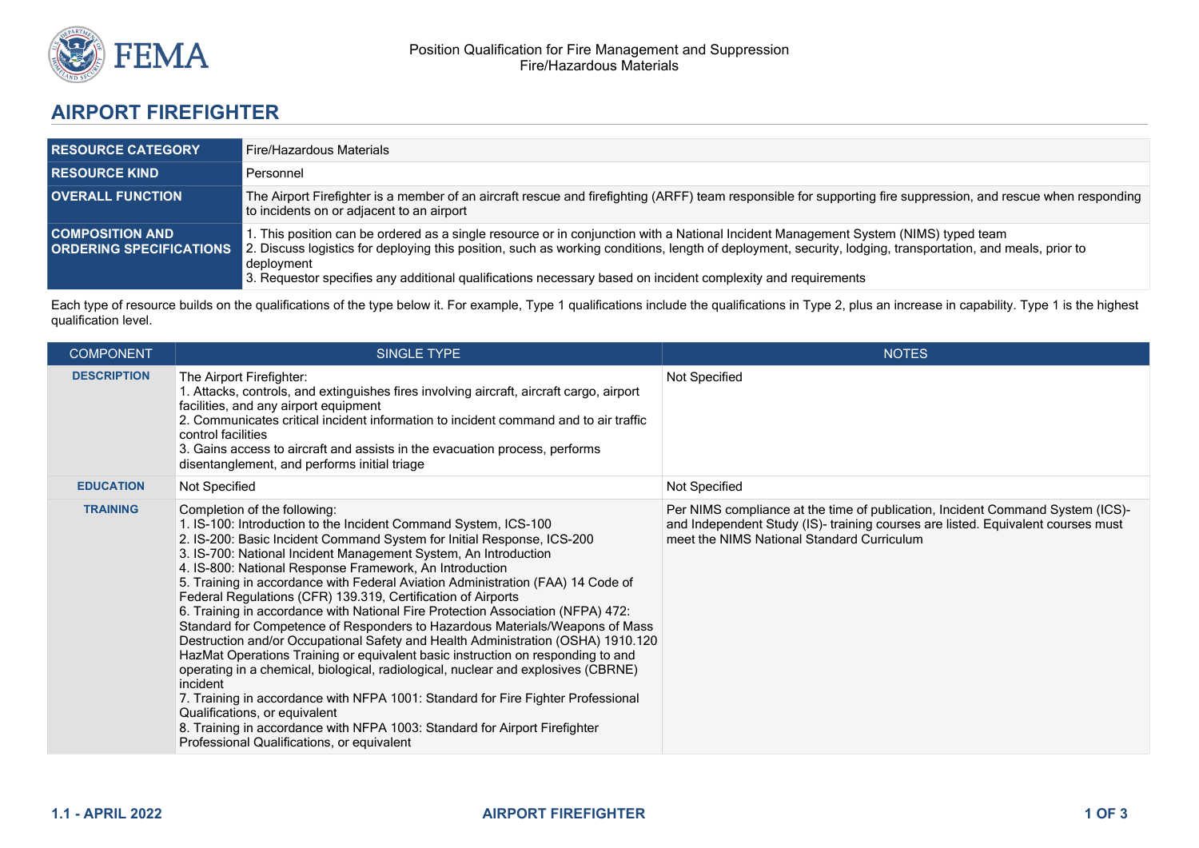Position Qualification for Fire Management and Suppression
Fire/Hazardous Materials

# AIRPORT FIREFIGHTER

| | |
|---|---|
| **RESOURCE CATEGORY** | Fire/Hazardous Materials |
| **RESOURCE KIND** | Personnel |
| **OVERALL FUNCTION** | The Airport Firefighter is a member of an aircraft rescue and firefighting (ARFF) team responsible for supporting fire suppression, and rescue when responding to incidents on or adjacent to an airport |
| **COMPOSITION AND ORDERING SPECIFICATIONS** | 1. This position can be ordered as a single resource or in conjunction with a National Incident Management System (NIMS) typed team<br>2. Discuss logistics for deploying this position, such as working conditions, length of deployment, security, lodging, transportation, and meals, prior to deployment<br>3. Requestor specifies any additional qualifications necessary based on incident complexity and requirements |

Each type of resource builds on the qualifications of the type below it. For example, Type 1 qualifications include the qualifications in Type 2, plus an increase in capability. Type 1 is the highest qualification level.

| COMPONENT | SINGLE TYPE | NOTES |
|---|---|---|
| **DESCRIPTION** | The Airport Firefighter:<br>1. Attacks, controls, and extinguishes fires involving aircraft, aircraft cargo, airport facilities, and any airport equipment<br>2. Communicates critical incident information to incident command and to air traffic control facilities<br>3. Gains access to aircraft and assists in the evacuation process, performs disentanglement, and performs initial triage | Not Specified |
| **EDUCATION** | Not Specified | Not Specified |
| **TRAINING** | Completion of the following:<br>1. IS-100: Introduction to the Incident Command System, ICS-100<br>2. IS-200: Basic Incident Command System for Initial Response, ICS-200<br>3. IS-700: National Incident Management System, An Introduction<br>4. IS-800: National Response Framework, An Introduction<br>5. Training in accordance with Federal Aviation Administration (FAA) 14 Code of Federal Regulations (CFR) 139.319, Certification of Airports<br>6. Training in accordance with National Fire Protection Association (NFPA) 472: Standard for Competence of Responders to Hazardous Materials/Weapons of Mass Destruction and/or Occupational Safety and Health Administration (OSHA) 1910.120 HazMat Operations Training or equivalent basic instruction on responding to and operating in a chemical, biological, radiological, nuclear and explosives (CBRNE) incident<br>7. Training in accordance with NFPA 1001: Standard for Fire Fighter Professional Qualifications, or equivalent<br>8. Training in accordance with NFPA 1003: Standard for Airport Firefighter Professional Qualifications, or equivalent | Per NIMS compliance at the time of publication, Incident Command System (ICS)- and Independent Study (IS)- training courses are listed. Equivalent courses must meet the NIMS National Standard Curriculum |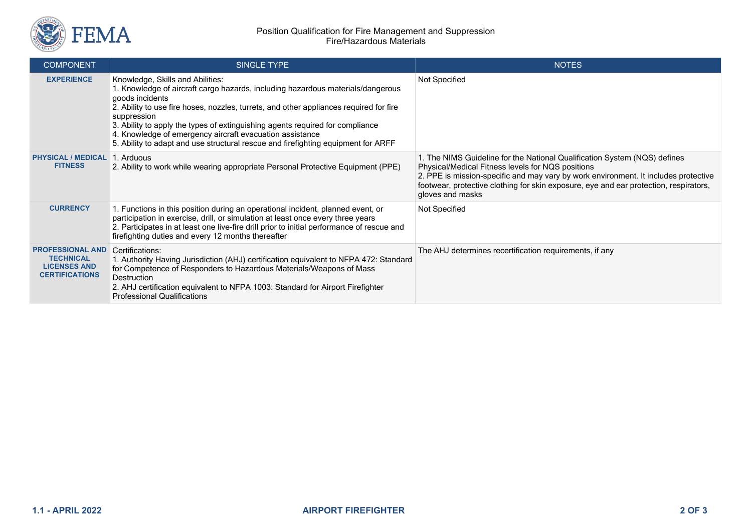| COMPONENT | SINGLE TYPE | NOTES |
|---|---|---|
| **EXPERIENCE** | Knowledge, Skills and Abilities:<br>1. Knowledge of aircraft cargo hazards, including hazardous materials/dangerous goods incidents<br>2. Ability to use fire hoses, nozzles, turrets, and other appliances required for fire suppression<br>3. Ability to apply the types of extinguishing agents required for compliance<br>4. Knowledge of emergency aircraft evacuation assistance<br>5. Ability to adapt and use structural rescue and firefighting equipment for ARFF | Not Specified |
| **PHYSICAL / MEDICAL FITNESS** | 1. Arduous<br>2. Ability to work while wearing appropriate Personal Protective Equipment (PPE) | 1. The NIMS Guideline for the National Qualification System (NQS) defines Physical/Medical Fitness levels for NQS positions<br>2. PPE is mission-specific and may vary by work environment. It includes protective footwear, protective clothing for skin exposure, eye and ear protection, respirators, gloves and masks |
| **CURRENCY** | 1. Functions in this position during an operational incident, planned event, or participation in exercise, drill, or simulation at least once every three years<br>2. Participates in at least one live-fire drill prior to initial performance of rescue and firefighting duties and every 12 months thereafter | Not Specified |
| **PROFESSIONAL AND TECHNICAL LICENSES AND CERTIFICATIONS** | Certifications:<br>1. Authority Having Jurisdiction (AHJ) certification equivalent to NFPA 472: Standard for Competence of Responders to Hazardous Materials/Weapons of Mass Destruction<br>2. AHJ certification equivalent to NFPA 1003: Standard for Airport Firefighter Professional Qualifications | The AHJ determines recertification requirements, if any |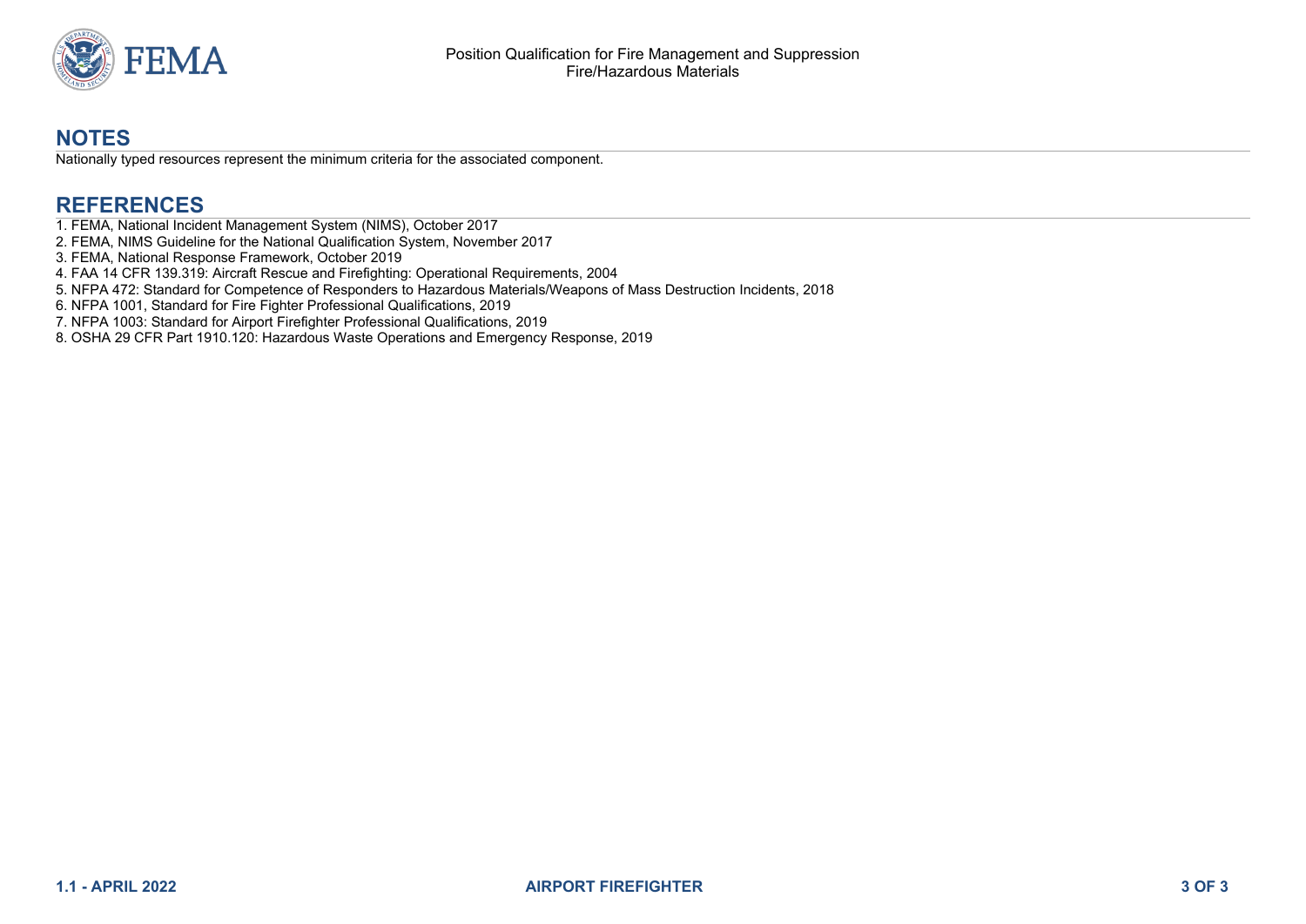## NOTES

Nationally typed resources represent the minimum criteria for the associated component.

## REFERENCES

1. FEMA, National Incident Management System (NIMS), October 2017
2. FEMA, NIMS Guideline for the National Qualification System, November 2017
3. FEMA, National Response Framework, October 2019
4. FAA 14 CFR 139.319: Aircraft Rescue and Firefighting: Operational Requirements, 2004
5. NFPA 472: Standard for Competence of Responders to Hazardous Materials/Weapons of Mass Destruction Incidents, 2018
6. NFPA 1001, Standard for Fire Fighter Professional Qualifications, 2019
7. NFPA 1003: Standard for Airport Firefighter Professional Qualifications, 2019
8. OSHA 29 CFR Part 1910.120: Hazardous Waste Operations and Emergency Response, 2019